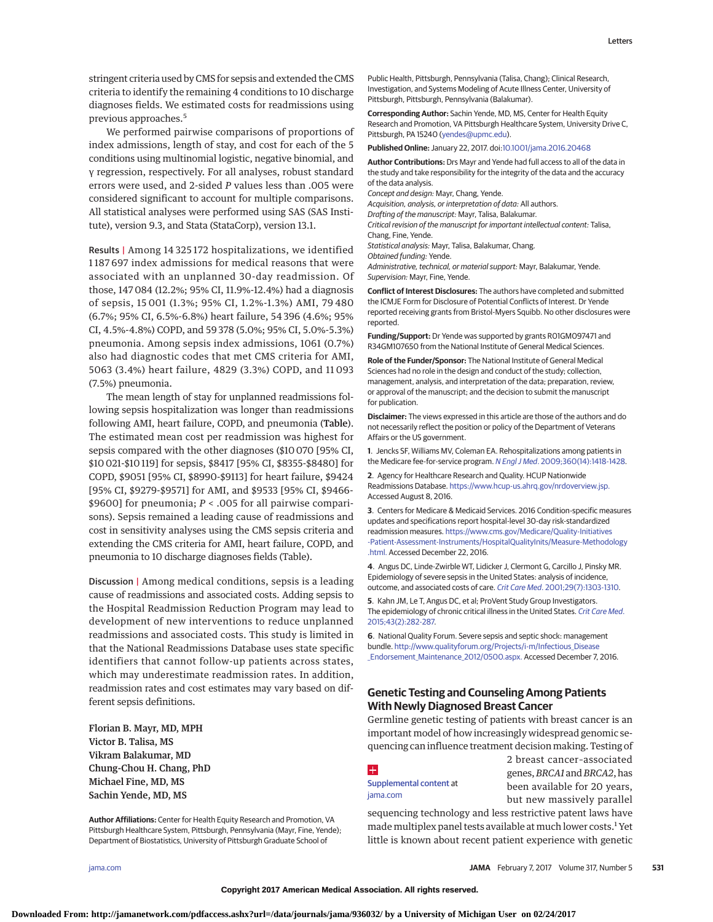stringent criteria used by CMS for sepsis and extended the CMS criteria to identify the remaining 4 conditions to 10 discharge diagnoses fields. We estimated costs for readmissions using previous approaches.[5]

We performed pairwise comparisons of proportions of index admissions, length of stay, and cost for each of the 5 conditions using multinomial logistic, negative binomial, and γ regression, respectively. For all analyses, robust standard errors were used, and 2-sided *P* values less than .005 were considered significant to account for multiple comparisons. All statistical analyses were performed using SAS (SAS Institute), version 9.3, and Stata (StataCorp), version 13.1.

**Results |** Among 14 325 172 hospitalizations, we identified 1 187 697 index admissions for medical reasons that were associated with an unplanned 30-day readmission. Of those, 147 084 (12.2%; 95% CI, 11.9%-12.4%) had a diagnosis of sepsis, 15 001 (1.3%; 95% CI, 1.2%-1.3%) AMI, 79 480 (6.7%; 95% CI, 6.5%-6.8%) heart failure, 54 396 (4.6%; 95% CI, 4.5%-4.8%) COPD, and 59 378 (5.0%; 95% CI, 5.0%-5.3%) pneumonia. Among sepsis index admissions, 1061 (0.7%) also had diagnostic codes that met CMS criteria for AMI, 5063 (3.4%) heart failure, 4829 (3.3%) COPD, and 11 093 (7.5%) pneumonia.

The mean length of stay for unplanned readmissions following sepsis hospitalization was longer than readmissions following AMI, heart failure, COPD, and pneumonia (**Table**). The estimated mean cost per readmission was highest for sepsis compared with the other diagnoses ($10 070 [95% CI, $10 021-$10 119] for sepsis, $8417 [95% CI, $8355-$8480] for COPD, $9051 [95% CI, $8990-$9113] for heart failure, $9424 [95% CI, $9279-$9571] for AMI, and $9533 [95% CI, $9466-$9600] for pneumonia; $P < .005$ for all pairwise comparisons). Sepsis remained a leading cause of readmissions and cost in sensitivity analyses using the CMS sepsis criteria and extending the CMS criteria for AMI, heart failure, COPD, and pneumonia to 10 discharge diagnoses fields (Table).

**Discussion |** Among medical conditions, sepsis is a leading cause of readmissions and associated costs. Adding sepsis to the Hospital Readmission Reduction Program may lead to development of new interventions to reduce unplanned readmissions and associated costs. This study is limited in that the National Readmissions Database uses state specific identifiers that cannot follow-up patients across states, which may underestimate readmission rates. In addition, readmission rates and cost estimates may vary based on different sepsis definitions.

**Florian B. Mayr, MD, MPH**
**Victor B. Talisa, MS**
**Vikram Balakumar, MD**
**Chung-Chou H. Chang, PhD**
**Michael Fine, MD, MS**
**Sachin Yende, MD, MS**

**Author Affiliations:** Center for Health Equity Research and Promotion, VA Pittsburgh Healthcare System, Pittsburgh, Pennsylvania (Mayr, Fine, Yende); Department of Biostatistics, University of Pittsburgh Graduate School of Public Health, Pittsburgh, Pennsylvania (Talisa, Chang); Clinical Research, Investigation, and Systems Modeling of Acute Illness Center, University of Pittsburgh, Pittsburgh, Pennsylvania (Balakumar).

**Corresponding Author:** Sachin Yende, MD, MS, Center for Health Equity Research and Promotion, VA Pittsburgh Healthcare System, University Drive C, Pittsburgh, PA 15240 (yendes@upmc.edu).

**Published Online:** January 22, 2017. doi:10.1001/jama.2016.20468

**Author Contributions:** Drs Mayr and Yende had full access to all of the data in the study and take responsibility for the integrity of the data and the accuracy of the data analysis.
*Concept and design:* Mayr, Chang, Yende.
*Acquisition, analysis, or interpretation of data:* All authors.
*Drafting of the manuscript:* Mayr, Talisa, Balakumar.
*Critical revision of the manuscript for important intellectual content:* Talisa, Chang, Fine, Yende.
*Statistical analysis:* Mayr, Talisa, Balakumar, Chang.
*Obtained funding:* Yende.
*Administrative, technical, or material support:* Mayr, Balakumar, Yende.
*Supervision:* Mayr, Fine, Yende.

**Conflict of Interest Disclosures:** The authors have completed and submitted the ICMJE Form for Disclosure of Potential Conflicts of Interest. Dr Yende reported receiving grants from Bristol-Myers Squibb. No other disclosures were reported.

**Funding/Support:** Dr Yende was supported by grants R01GM097471 and R34GM107650 from the National Institute of General Medical Sciences.

**Role of the Funder/Sponsor:** The National Institute of General Medical Sciences had no role in the design and conduct of the study; collection, management, analysis, and interpretation of the data; preparation, review, or approval of the manuscript; and the decision to submit the manuscript for publication.

**Disclaimer:** The views expressed in this article are those of the authors and do not necessarily reflect the position or policy of the Department of Veterans Affairs or the US government.

1. Jencks SF, Williams MV, Coleman EA. Rehospitalizations among patients in the Medicare fee-for-service program. *N Engl J Med*. 2009;360(14):1418-1428.

2. Agency for Healthcare Research and Quality. HCUP Nationwide Readmissions Database. https://www.hcup-us.ahrq.gov/nrdoverview.jsp. Accessed August 8, 2016.

3. Centers for Medicare & Medicaid Services. 2016 Condition-specific measures updates and specifications report hospital-level 30-day risk-standardized readmission measures. https://www.cms.gov/Medicare/Quality-Initiatives-Patient-Assessment-Instruments/HospitalQualityInits/Measure-Methodology.html. Accessed December 22, 2016.

4. Angus DC, Linde-Zwirble WT, Lidicker J, Clermont G, Carcillo J, Pinsky MR. Epidemiology of severe sepsis in the United States: analysis of incidence, outcome, and associated costs of care. *Crit Care Med*. 2001;29(7):1303-1310.

5. Kahn JM, Le T, Angus DC, et al; ProVent Study Group Investigators. The epidemiology of chronic critical illness in the United States. *Crit Care Med*. 2015;43(2):282-287.

6. National Quality Forum. Severe sepsis and septic shock: management bundle. http://www.qualityforum.org/Projects/i-m/Infectious_Disease_Endorsement_Maintenance_2012/0500.aspx. Accessed December 7, 2016.

## Genetic Testing and Counseling Among Patients With Newly Diagnosed Breast Cancer

Germline genetic testing of patients with breast cancer is an important model of how increasingly widespread genomic sequencing can influence treatment decision making. Testing of 2 breast cancer–associated genes, *BRCA1* and *BRCA2*, has been available for 20 years, but new massively parallel sequencing technology and less restrictive patent laws have made multiplex panel tests available at much lower costs.[1] Yet little is known about recent patient experience with genetic

Supplemental content at jama.com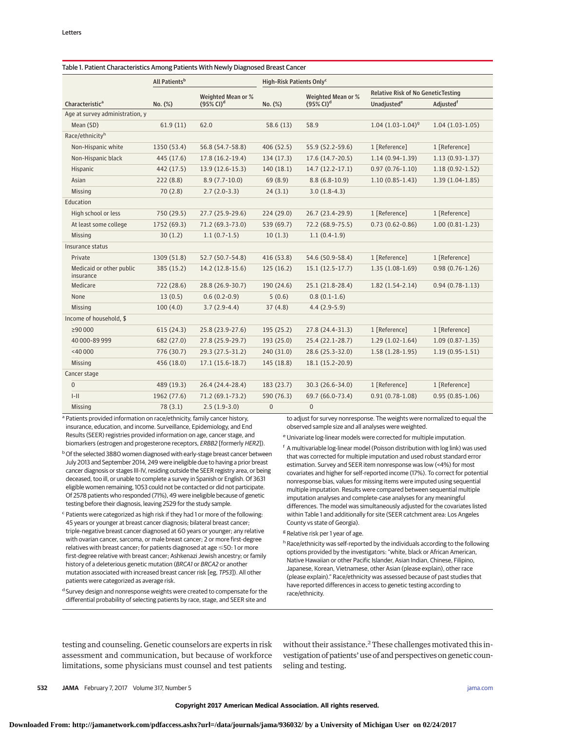Table 1. Patient Characteristics Among Patients With Newly Diagnosed Breast Cancer

| Characteristic[a] | All Patients[b] | | High-Risk Patients Only[c] | | | |
|---|---|---|---|---|---|---|
| | | | | | Relative Risk of No GeneticTesting | |
| | No. (%) | Weighted Mean or % (95% CI)[d] | No. (%) | Weighted Mean or % (95% CI)[d] | Unadjusted[e] | Adjusted[f] |
| Age at survey administration, y | | | | | | |
| Mean (SD) | 61.9 (11) | 62.0 | 58.6 (13) | 58.9 | 1.04 (1.03-1.04)[g] | 1.04 (1.03-1.05) |
| Race/ethnicity[h] | | | | | | |
| Non-Hispanic white | 1350 (53.4) | 56.8 (54.7-58.8) | 406 (52.5) | 55.9 (52.2-59.6) | 1 [Reference] | 1 [Reference] |
| Non-Hispanic black | 445 (17.6) | 17.8 (16.2-19.4) | 134 (17.3) | 17.6 (14.7-20.5) | 1.14 (0.94-1.39) | 1.13 (0.93-1.37) |
| Hispanic | 442 (17.5) | 13.9 (12.6-15.3) | 140 (18.1) | 14.7 (12.2-17.1) | 0.97 (0.76-1.10) | 1.18 (0.92-1.52) |
| Asian | 222 (8.8) | 8.9 (7.7-10.0) | 69 (8.9) | 8.8 (6.8-10.9) | 1.10 (0.85-1.43) | 1.39 (1.04-1.85) |
| Missing | 70 (2.8) | 2.7 (2.0-3.3) | 24 (3.1) | 3.0 (1.8-4.3) | | |
| Education | | | | | | |
| High school or less | 750 (29.5) | 27.7 (25.9-29.6) | 224 (29.0) | 26.7 (23.4-29.9) | 1 [Reference] | 1 [Reference] |
| At least some college | 1752 (69.3) | 71.2 (69.3-73.0) | 539 (69.7) | 72.2 (68.9-75.5) | 0.73 (0.62-0.86) | 1.00 (0.81-1.23) |
| Missing | 30 (1.2) | 1.1 (0.7-1.5) | 10 (1.3) | 1.1 (0.4-1.9) | | |
| Insurance status | | | | | | |
| Private | 1309 (51.8) | 52.7 (50.7-54.8) | 416 (53.8) | 54.6 (50.9-58.4) | 1 [Reference] | 1 [Reference] |
| Medicaid or other public insurance | 385 (15.2) | 14.2 (12.8-15.6) | 125 (16.2) | 15.1 (12.5-17.7) | 1.35 (1.08-1.69) | 0.98 (0.76-1.26) |
| Medicare | 722 (28.6) | 28.8 (26.9-30.7) | 190 (24.6) | 25.1 (21.8-28.4) | 1.82 (1.54-2.14) | 0.94 (0.78-1.13) |
| None | 13 (0.5) | 0.6 (0.2-0.9) | 5 (0.6) | 0.8 (0.1-1.6) | | |
| Missing | 100 (4.0) | 3.7 (2.9-4.4) | 37 (4.8) | 4.4 (2.9-5.9) | | |
| Income of household, $ | | | | | | |
| ≥90 000 | 615 (24.3) | 25.8 (23.9-27.6) | 195 (25.2) | 27.8 (24.4-31.3) | 1 [Reference] | 1 [Reference] |
| 40 000-89 999 | 682 (27.0) | 27.8 (25.9-29.7) | 193 (25.0) | 25.4 (22.1-28.7) | 1.29 (1.02-1.64) | 1.09 (0.87-1.35) |
| <40 000 | 776 (30.7) | 29.3 (27.5-31.2) | 240 (31.0) | 28.6 (25.3-32.0) | 1.58 (1.28-1.95) | 1.19 (0.95-1.51) |
| Missing | 456 (18.0) | 17.1 (15.6-18.7) | 145 (18.8) | 18.1 (15.2-20.9) | | |
| Cancer stage | | | | | | |
| 0 | 489 (19.3) | 26.4 (24.4-28.4) | 183 (23.7) | 30.3 (26.6-34.0) | 1 [Reference] | 1 [Reference] |
| I-II | 1962 (77.6) | 71.2 (69.1-73.2) | 590 (76.3) | 69.7 (66.0-73.4) | 0.91 (0.78-1.08) | 0.95 (0.85-1.06) |
| Missing | 78 (3.1) | 2.5 (1.9-3.0) | 0 | 0 | | |

[a] Patients provided information on race/ethnicity, family cancer history, insurance, education, and income. Surveillance, Epidemiology, and End Results (SEER) registries provided information on age, cancer stage, and biomarkers (estrogen and progesterone receptors, *ERBB2* [formerly *HER2*]).

[b] Of the selected 3880 women diagnosed with early-stage breast cancer between July 2013 and September 2014, 249 were ineligible due to having a prior breast cancer diagnosis or stages III-IV, residing outside the SEER registry area, or being deceased, too ill, or unable to complete a survey in Spanish or English. Of 3631 eligible women remaining, 1053 could not be contacted or did not participate. Of 2578 patients who responded (71%), 49 were ineligible because of genetic testing before their diagnosis, leaving 2529 for the study sample.

[c] Patients were categorized as high risk if they had 1 or more of the following: 45 years or younger at breast cancer diagnosis; bilateral breast cancer; triple-negative breast cancer diagnosed at 60 years or younger; any relative with ovarian cancer, sarcoma, or male breast cancer; 2 or more first-degree relatives with breast cancer; for patients diagnosed at age ≤50: 1 or more first-degree relative with breast cancer; Ashkenazi Jewish ancestry; or family history of a deleterious genetic mutation (*BRCA1* or *BRCA2* or another mutation associated with increased breast cancer risk [eg, *TP53*]). All other patients were categorized as average risk.

[d] Survey design and nonresponse weights were created to compensate for the differential probability of selecting patients by race, stage, and SEER site and to adjust for survey nonresponse. The weights were normalized to equal the observed sample size and all analyses were weighted.

[e] Univariate log-linear models were corrected for multiple imputation.

[f] A multivariable log-linear model (Poisson distribution with log link) was used that was corrected for multiple imputation and used robust standard error estimation. Survey and SEER item nonresponse was low (<4%) for most covariates and higher for self-reported income (17%). To correct for potential nonresponse bias, values for missing items were imputed using sequential multiple imputation. Results were compared between sequential multiple imputation analyses and complete-case analyses for any meaningful differences. The model was simultaneously adjusted for the covariates listed within Table 1 and additionally for site (SEER catchment area: Los Angeles County vs state of Georgia).

[g] Relative risk per 1 year of age.

[h] Race/ethnicity was self-reported by the individuals according to the following options provided by the investigators: "white, black or African American, Native Hawaiian or other Pacific Islander, Asian Indian, Chinese, Filipino, Japanese, Korean, Vietnamese, other Asian (please explain), other race (please explain)." Race/ethnicity was assessed because of past studies that have reported differences in access to genetic testing according to race/ethnicity.

testing and counseling. Genetic counselors are experts in risk assessment and communication, but because of workforce limitations, some physicians must counsel and test patients without their assistance.[2] These challenges motivated this investigation of patients' use of and perspectives on genetic counseling and testing.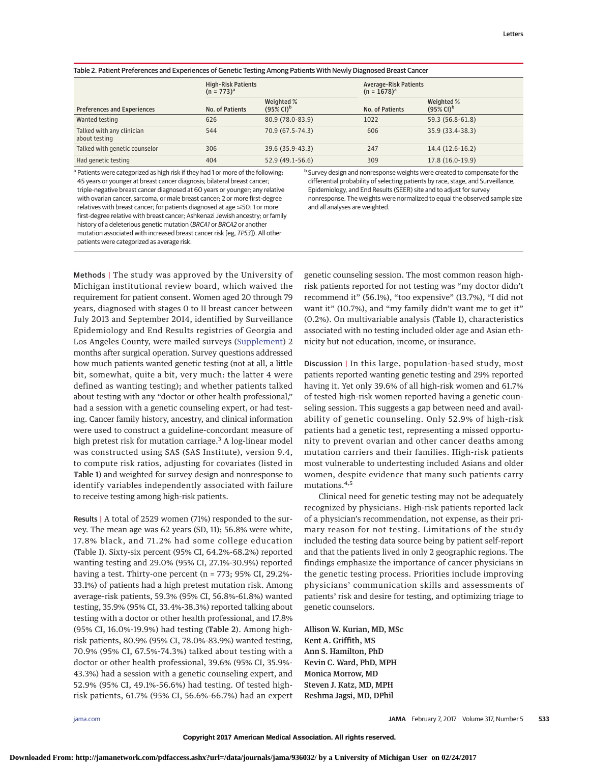Table 2. Patient Preferences and Experiences of Genetic Testing Among Patients With Newly Diagnosed Breast Cancer

| Preferences and Experiences | High-Risk Patients (n = 773)[a] | | Average-Risk Patients (n = 1678)[a] | |
|---|---|---|---|---|
| | No. of Patients | Weighted % (95% CI)[b] | No. of Patients | Weighted % (95% CI)[b] |
| Wanted testing | 626 | 80.9 (78.0-83.9) | 1022 | 59.3 (56.8-61.8) |
| Talked with any clinician about testing | 544 | 70.9 (67.5-74.3) | 606 | 35.9 (33.4-38.3) |
| Talked with genetic counselor | 306 | 39.6 (35.9-43.3) | 247 | 14.4 (12.6-16.2) |
| Had genetic testing | 404 | 52.9 (49.1-56.6) | 309 | 17.8 (16.0-19.9) |

[a] Patients were categorized as high risk if they had 1 or more of the following: 45 years or younger at breast cancer diagnosis; bilateral breast cancer; triple-negative breast cancer diagnosed at 60 years or younger; any relative with ovarian cancer, sarcoma, or male breast cancer; 2 or more first-degree relatives with breast cancer; for patients diagnosed at age ≤50: 1 or more first-degree relative with breast cancer; Ashkenazi Jewish ancestry; or family history of a deleterious genetic mutation (*BRCA1* or *BRCA2* or another mutation associated with increased breast cancer risk [eg, *TP53*]). All other patients were categorized as average risk.

[b] Survey design and nonresponse weights were created to compensate for the differential probability of selecting patients by race, stage, and Surveillance, Epidemiology, and End Results (SEER) site and to adjust for survey nonresponse. The weights were normalized to equal the observed sample size and all analyses are weighted.

**Methods** | The study was approved by the University of Michigan institutional review board, which waived the requirement for patient consent. Women aged 20 through 79 years, diagnosed with stages 0 to II breast cancer between July 2013 and September 2014, identified by Surveillance Epidemiology and End Results registries of Georgia and Los Angeles County, were mailed surveys (Supplement) 2 months after surgical operation. Survey questions addressed how much patients wanted genetic testing (not at all, a little bit, somewhat, quite a bit, very much: the latter 4 were defined as wanting testing); and whether patients talked about testing with any "doctor or other health professional," had a session with a genetic counseling expert, or had testing. Cancer family history, ancestry, and clinical information were used to construct a guideline-concordant measure of high pretest risk for mutation carriage.[3] A log-linear model was constructed using SAS (SAS Institute), version 9.4, to compute risk ratios, adjusting for covariates (listed in **Table 1**) and weighted for survey design and nonresponse to identify variables independently associated with failure to receive testing among high-risk patients.

**Results** | A total of 2529 women (71%) responded to the survey. The mean age was 62 years (SD, 11); 56.8% were white, 17.8% black, and 71.2% had some college education (Table 1). Sixty-six percent (95% CI, 64.2%-68.2%) reported wanting testing and 29.0% (95% CI, 27.1%-30.9%) reported having a test. Thirty-one percent (n = 773; 95% CI, 29.2%-33.1%) of patients had a high pretest mutation risk. Among average-risk patients, 59.3% (95% CI, 56.8%-61.8%) wanted testing, 35.9% (95% CI, 33.4%-38.3%) reported talking about testing with a doctor or other health professional, and 17.8% (95% CI, 16.0%-19.9%) had testing (**Table 2**). Among high-risk patients, 80.9% (95% CI, 78.0%-83.9%) wanted testing, 70.9% (95% CI, 67.5%-74.3%) talked about testing with a doctor or other health professional, 39.6% (95% CI, 35.9%-43.3%) had a session with a genetic counseling expert, and 52.9% (95% CI, 49.1%-56.6%) had testing. Of tested high-risk patients, 61.7% (95% CI, 56.6%-66.7%) had an expert genetic counseling session. The most common reason high-risk patients reported for not testing was "my doctor didn't recommend it" (56.1%), "too expensive" (13.7%), "I did not want it" (10.7%), and "my family didn't want me to get it" (0.2%). On multivariable analysis (Table 1), characteristics associated with no testing included older age and Asian ethnicity but not education, income, or insurance.

**Discussion** | In this large, population-based study, most patients reported wanting genetic testing and 29% reported having it. Yet only 39.6% of all high-risk women and 61.7% of tested high-risk women reported having a genetic counseling session. This suggests a gap between need and availability of genetic counseling. Only 52.9% of high-risk patients had a genetic test, representing a missed opportunity to prevent ovarian and other cancer deaths among mutation carriers and their families. High-risk patients most vulnerable to undertesting included Asians and older women, despite evidence that many such patients carry mutations.[4,5]

Clinical need for genetic testing may not be adequately recognized by physicians. High-risk patients reported lack of a physician's recommendation, not expense, as their primary reason for not testing. Limitations of the study included the testing data source being by patient self-report and that the patients lived in only 2 geographic regions. The findings emphasize the importance of cancer physicians in the genetic testing process. Priorities include improving physicians' communication skills and assessments of patients' risk and desire for testing, and optimizing triage to genetic counselors.

**Allison W. Kurian, MD, MSc**
**Kent A. Griffith, MS**
**Ann S. Hamilton, PhD**
**Kevin C. Ward, PhD, MPH**
**Monica Morrow, MD**
**Steven J. Katz, MD, MPH**
**Reshma Jagsi, MD, DPhil**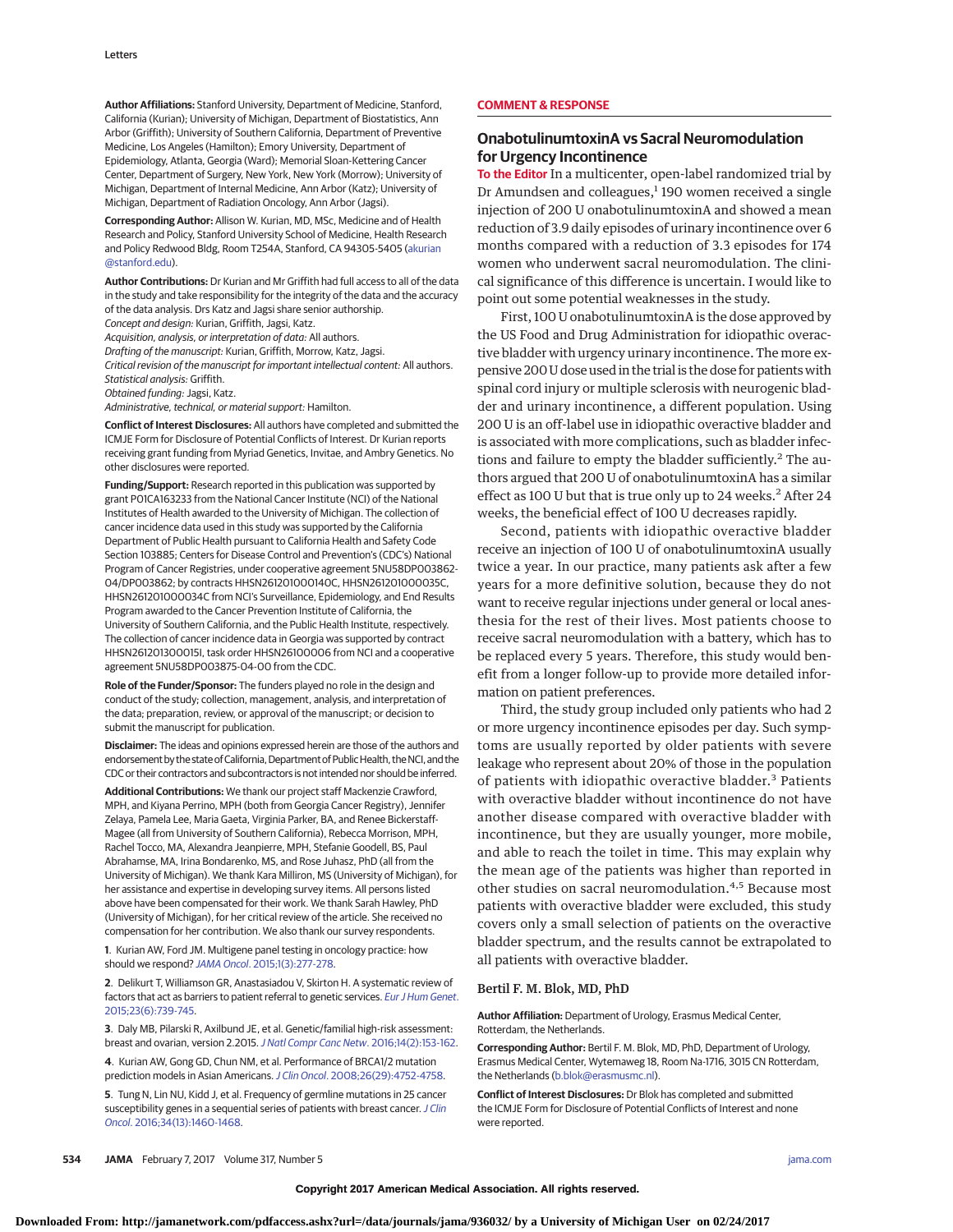**Author Affiliations:** Stanford University, Department of Medicine, Stanford, California (Kurian); University of Michigan, Department of Biostatistics, Ann Arbor (Griffith); University of Southern California, Department of Preventive Medicine, Los Angeles (Hamilton); Emory University, Department of Epidemiology, Atlanta, Georgia (Ward); Memorial Sloan-Kettering Cancer Center, Department of Surgery, New York, New York (Morrow); University of Michigan, Department of Internal Medicine, Ann Arbor (Katz); University of Michigan, Department of Radiation Oncology, Ann Arbor (Jagsi).

**Corresponding Author:** Allison W. Kurian, MD, MSc, Medicine and of Health Research and Policy, Stanford University School of Medicine, Health Research and Policy Redwood Bldg, Room T254A, Stanford, CA 94305-5405 (akurian@stanford.edu).

**Author Contributions:** Dr Kurian and Mr Griffith had full access to all of the data in the study and take responsibility for the integrity of the data and the accuracy of the data analysis. Drs Katz and Jagsi share senior authorship.
*Concept and design:* Kurian, Griffith, Jagsi, Katz.
*Acquisition, analysis, or interpretation of data:* All authors.
*Drafting of the manuscript:* Kurian, Griffith, Morrow, Katz, Jagsi.
*Critical revision of the manuscript for important intellectual content:* All authors.
*Statistical analysis:* Griffith.
*Obtained funding:* Jagsi, Katz.
*Administrative, technical, or material support:* Hamilton.

**Conflict of Interest Disclosures:** All authors have completed and submitted the ICMJE Form for Disclosure of Potential Conflicts of Interest. Dr Kurian reports receiving grant funding from Myriad Genetics, Invitae, and Ambry Genetics. No other disclosures were reported.

**Funding/Support:** Research reported in this publication was supported by grant P01CA163233 from the National Cancer Institute (NCI) of the National Institutes of Health awarded to the University of Michigan. The collection of cancer incidence data used in this study was supported by the California Department of Public Health pursuant to California Health and Safety Code Section 103885; Centers for Disease Control and Prevention's (CDC's) National Program of Cancer Registries, under cooperative agreement 5NU58DP003862-04/DP003862; by contracts HHSN261201000140C, HHSN261201000035C, HHSN261201000034C from NCI's Surveillance, Epidemiology, and End Results Program awarded to the Cancer Prevention Institute of California, the University of Southern California, and the Public Health Institute, respectively. The collection of cancer incidence data in Georgia was supported by contract HHSN261201300015I, task order HHSN26100006 from NCI and a cooperative agreement 5NU58DP003875-04-00 from the CDC.

**Role of the Funder/Sponsor:** The funders played no role in the design and conduct of the study; collection, management, analysis, and interpretation of the data; preparation, review, or approval of the manuscript; or decision to submit the manuscript for publication.

**Disclaimer:** The ideas and opinions expressed herein are those of the authors and endorsement by the state of California, Department of Public Health, the NCI, and the CDC or their contractors and subcontractors is not intended nor should be inferred.

**Additional Contributions:** We thank our project staff Mackenzie Crawford, MPH, and Kiyana Perrino, MPH (both from Georgia Cancer Registry), Jennifer Zelaya, Pamela Lee, Maria Gaeta, Virginia Parker, BA, and Renee Bickerstaff-Magee (all from University of Southern California), Rebecca Morrison, MPH, Rachel Tocco, MA, Alexandra Jeanpierre, MPH, Stefanie Goodell, BS, Paul Abrahamse, MA, Irina Bondarenko, MS, and Rose Juhasz, PhD (all from the University of Michigan). We thank Kara Milliron, MS (University of Michigan), for her assistance and expertise in developing survey items. All persons listed above have been compensated for their work. We thank Sarah Hawley, PhD (University of Michigan), for her critical review of the article. She received no compensation for her contribution. We also thank our survey respondents.

1. Kurian AW, Ford JM. Multigene panel testing in oncology practice: how should we respond? *JAMA Oncol*. 2015;1(3):277-278.

2. Delikurt T, Williamson GR, Anastasiadou V, Skirton H. A systematic review of factors that act as barriers to patient referral to genetic services. *Eur J Hum Genet*. 2015;23(6):739-745.

3. Daly MB, Pilarski R, Axilbund JE, et al. Genetic/familial high-risk assessment: breast and ovarian, version 2.2015. *J Natl Compr Canc Netw*. 2016;14(2):153-162.

4. Kurian AW, Gong GD, Chun NM, et al. Performance of BRCA1/2 mutation prediction models in Asian Americans. *J Clin Oncol*. 2008;26(29):4752-4758.

5. Tung N, Lin NU, Kidd J, et al. Frequency of germline mutations in 25 cancer susceptibility genes in a sequential series of patients with breast cancer. *J Clin Oncol*. 2016;34(13):1460-1468.

COMMENT & RESPONSE

## OnabotulinumtoxinA vs Sacral Neuromodulation for Urgency Incontinence

**To the Editor** In a multicenter, open-label randomized trial by Dr Amundsen and colleagues,[1] 190 women received a single injection of 200 U onabotulinumtoxinA and showed a mean reduction of 3.9 daily episodes of urinary incontinence over 6 months compared with a reduction of 3.3 episodes for 174 women who underwent sacral neuromodulation. The clinical significance of this difference is uncertain. I would like to point out some potential weaknesses in the study.

First, 100 U onabotulinumtoxinA is the dose approved by the US Food and Drug Administration for idiopathic overactive bladder with urgency urinary incontinence. The more expensive 200 U dose used in the trial is the dose for patients with spinal cord injury or multiple sclerosis with neurogenic bladder and urinary incontinence, a different population. Using 200 U is an off-label use in idiopathic overactive bladder and is associated with more complications, such as bladder infections and failure to empty the bladder sufficiently.[2] The authors argued that 200 U of onabotulinumtoxinA has a similar effect as 100 U but that is true only up to 24 weeks.[2] After 24 weeks, the beneficial effect of 100 U decreases rapidly.

Second, patients with idiopathic overactive bladder receive an injection of 100 U of onabotulinumtoxinA usually twice a year. In our practice, many patients ask after a few years for a more definitive solution, because they do not want to receive regular injections under general or local anesthesia for the rest of their lives. Most patients choose to receive sacral neuromodulation with a battery, which has to be replaced every 5 years. Therefore, this study would benefit from a longer follow-up to provide more detailed information on patient preferences.

Third, the study group included only patients who had 2 or more urgency incontinence episodes per day. Such symptoms are usually reported by older patients with severe leakage who represent about 20% of those in the population of patients with idiopathic overactive bladder.[3] Patients with overactive bladder without incontinence do not have another disease compared with overactive bladder with incontinence, but they are usually younger, more mobile, and able to reach the toilet in time. This may explain why the mean age of the patients was higher than reported in other studies on sacral neuromodulation.[4,5] Because most patients with overactive bladder were excluded, this study covers only a small selection of patients on the overactive bladder spectrum, and the results cannot be extrapolated to all patients with overactive bladder.

**Bertil F. M. Blok, MD, PhD**

**Author Affiliation:** Department of Urology, Erasmus Medical Center, Rotterdam, the Netherlands.

**Corresponding Author:** Bertil F. M. Blok, MD, PhD, Department of Urology, Erasmus Medical Center, Wytemaweg 18, Room Na-1716, 3015 CN Rotterdam, the Netherlands (b.blok@erasmusmc.nl).

**Conflict of Interest Disclosures:** Dr Blok has completed and submitted the ICMJE Form for Disclosure of Potential Conflicts of Interest and none were reported.